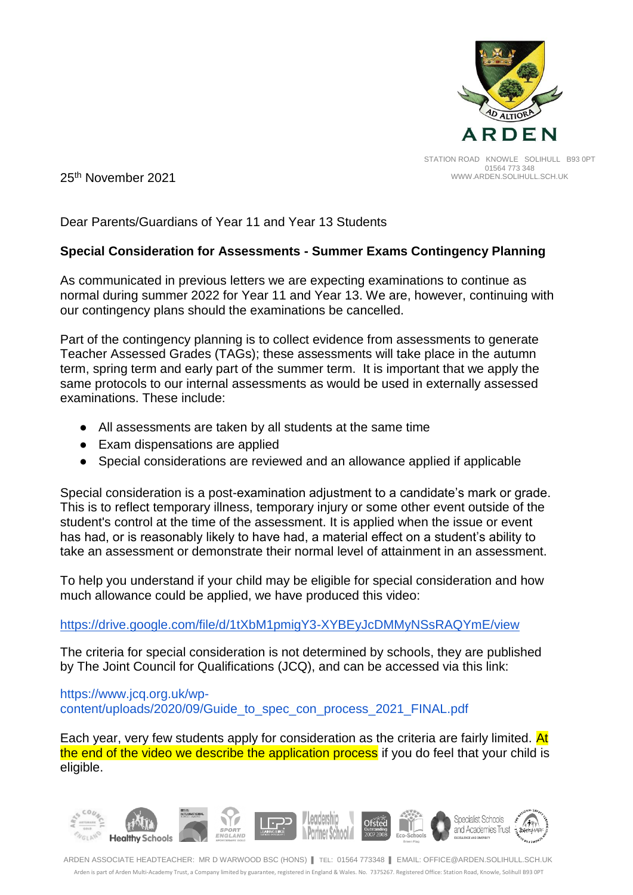ARDEN

STATION ROAD KNOWLE SOLIHULL B93 0PT
01564 773 348
WWW.ARDEN.SOLIHULL.SCH.UK

25th November 2021

Dear Parents/Guardians of Year 11 and Year 13 Students

**Special Consideration for Assessments - Summer Exams Contingency Planning**

As communicated in previous letters we are expecting examinations to continue as normal during summer 2022 for Year 11 and Year 13. We are, however, continuing with our contingency plans should the examinations be cancelled.

Part of the contingency planning is to collect evidence from assessments to generate Teacher Assessed Grades (TAGs); these assessments will take place in the autumn term, spring term and early part of the summer term. It is important that we apply the same protocols to our internal assessments as would be used in externally assessed examinations. These include:

- All assessments are taken by all students at the same time
- Exam dispensations are applied
- Special considerations are reviewed and an allowance applied if applicable

Special consideration is a post-examination adjustment to a candidate's mark or grade. This is to reflect temporary illness, temporary injury or some other event outside of the student's control at the time of the assessment. It is applied when the issue or event has had, or is reasonably likely to have had, a material effect on a student's ability to take an assessment or demonstrate their normal level of attainment in an assessment.

To help you understand if your child may be eligible for special consideration and how much allowance could be applied, we have produced this video:

https://drive.google.com/file/d/1tXbM1pmigY3-XYBEyJcDMMyNSsRAQYmE/view

The criteria for special consideration is not determined by schools, they are published by The Joint Council for Qualifications (JCQ), and can be accessed via this link:

https://www.jcq.org.uk/wp-content/uploads/2020/09/Guide_to_spec_con_process_2021_FINAL.pdf

Each year, very few students apply for consideration as the criteria are fairly limited. At the end of the video we describe the application process if you do feel that your child is eligible.

ARDEN ASSOCIATE HEADTEACHER: MR D WARWOOD BSC (HONS) | TEL: 01564 773348 | EMAIL: OFFICE@ARDEN.SOLIHULL.SCH.UK

Arden is part of Arden Multi-Academy Trust, a Company limited by guarantee, registered in England & Wales. No. 7375267. Registered Office: Station Road, Knowle, Solihull B93 0PT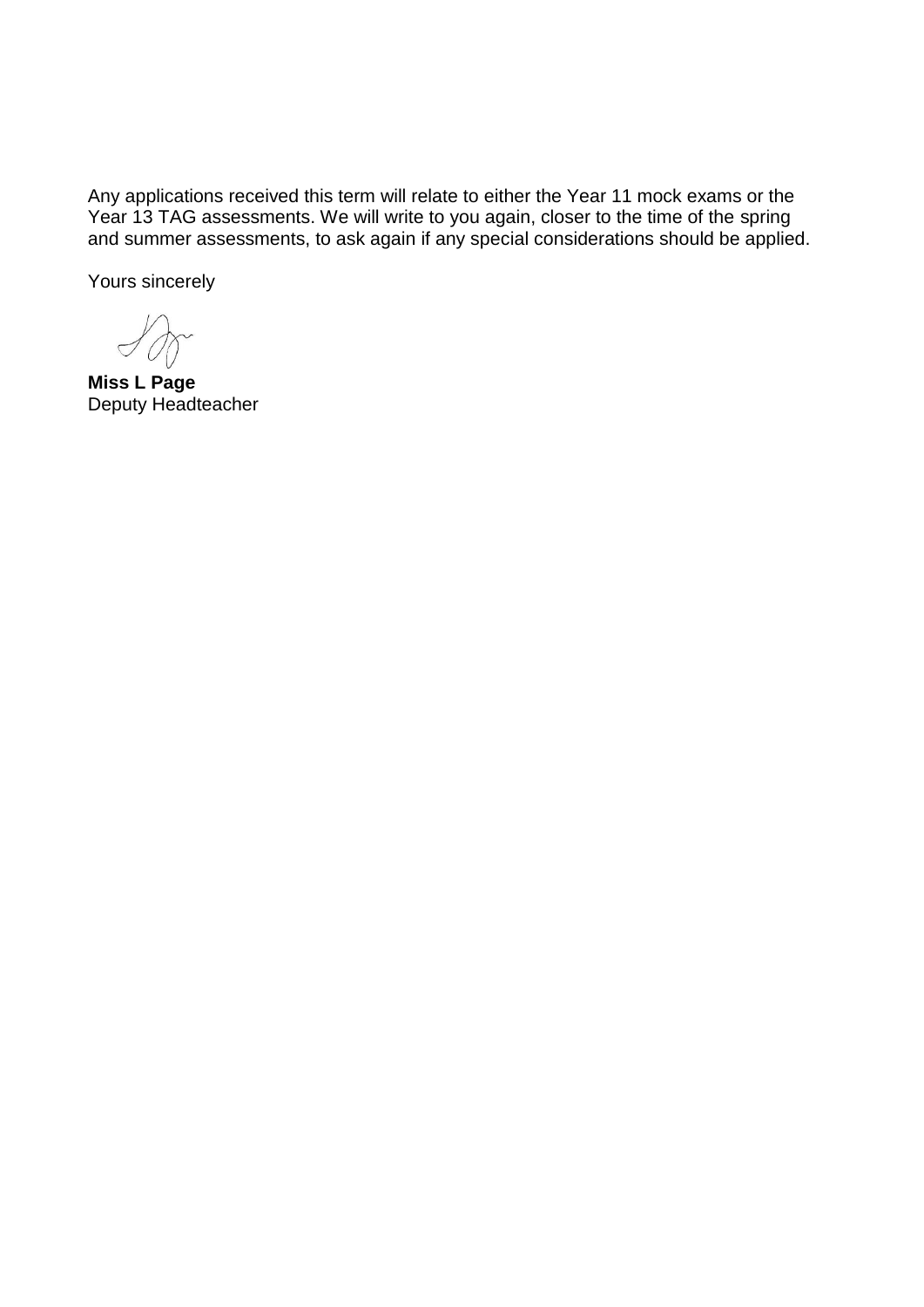Any applications received this term will relate to either the Year 11 mock exams or the Year 13 TAG assessments. We will write to you again, closer to the time of the spring and summer assessments, to ask again if any special considerations should be applied.

Yours sincerely

**Miss L Page**
Deputy Headteacher